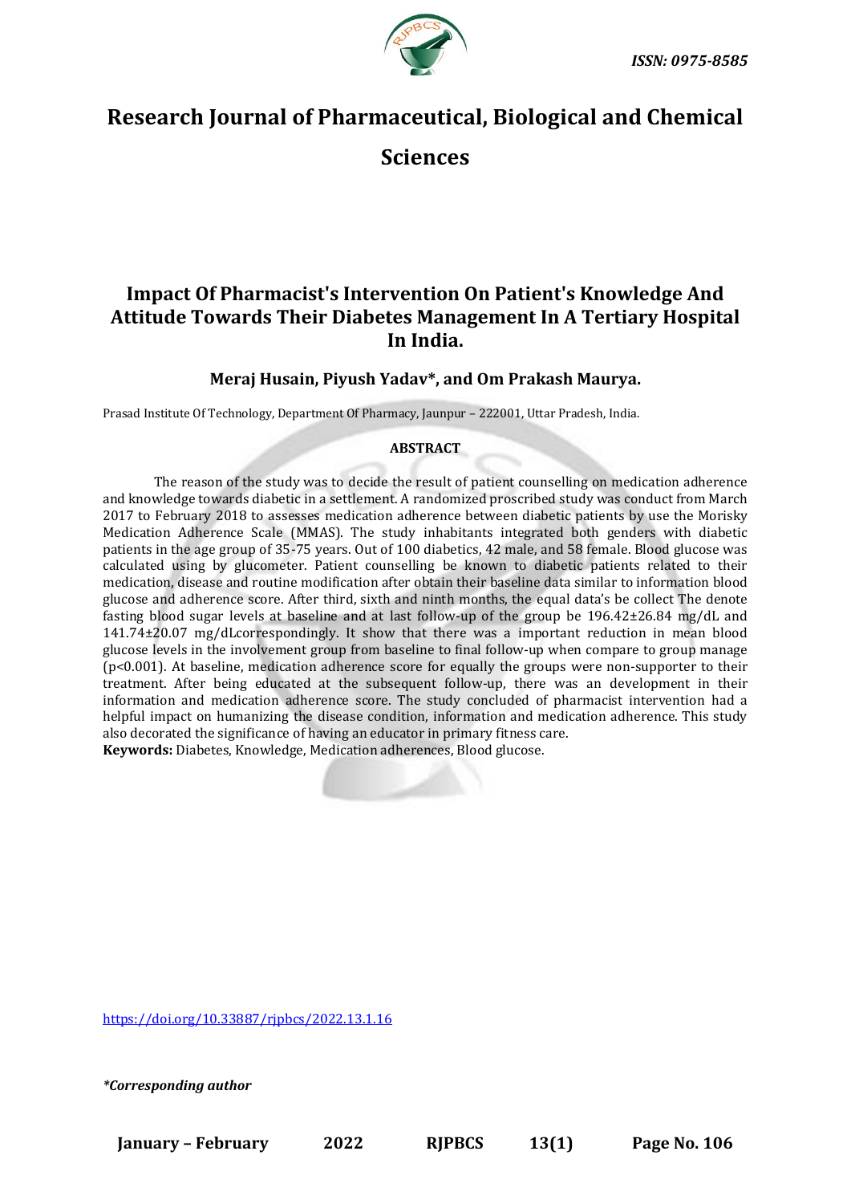ISSN: 0975-8585

# Research Journal of Pharmaceutical, Biological and Chemical Sciences

## Impact Of Pharmacist's Intervention On Patient's Knowledge And Attitude Towards Their Diabetes Management In A Tertiary Hospital In India.

**Meraj Husain, Piyush Yadav\*, and Om Prakash Maurya.**

Prasad Institute Of Technology, Department Of Pharmacy, Jaunpur – 222001, Uttar Pradesh, India.

### ABSTRACT

The reason of the study was to decide the result of patient counselling on medication adherence and knowledge towards diabetic in a settlement. A randomized proscribed study was conduct from March 2017 to February 2018 to assesses medication adherence between diabetic patients by use the Morisky Medication Adherence Scale (MMAS). The study inhabitants integrated both genders with diabetic patients in the age group of 35-75 years. Out of 100 diabetics, 42 male, and 58 female. Blood glucose was calculated using by glucometer. Patient counselling be known to diabetic patients related to their medication, disease and routine modification after obtain their baseline data similar to information blood glucose and adherence score. After third, sixth and ninth months, the equal data's be collect The denote fasting blood sugar levels at baseline and at last follow-up of the group be 196.42±26.84 mg/dL and 141.74±20.07 mg/dLcorrespondingly. It show that there was a important reduction in mean blood glucose levels in the involvement group from baseline to final follow-up when compare to group manage ($p<0.001$). At baseline, medication adherence score for equally the groups were non-supporter to their treatment. After being educated at the subsequent follow-up, there was an development in their information and medication adherence score. The study concluded of pharmacist intervention had a helpful impact on humanizing the disease condition, information and medication adherence. This study also decorated the significance of having an educator in primary fitness care.

**Keywords:** Diabetes, Knowledge, Medication adherences, Blood glucose.

https://doi.org/10.33887/rjpbcs/2022.13.1.16

*\*Corresponding author*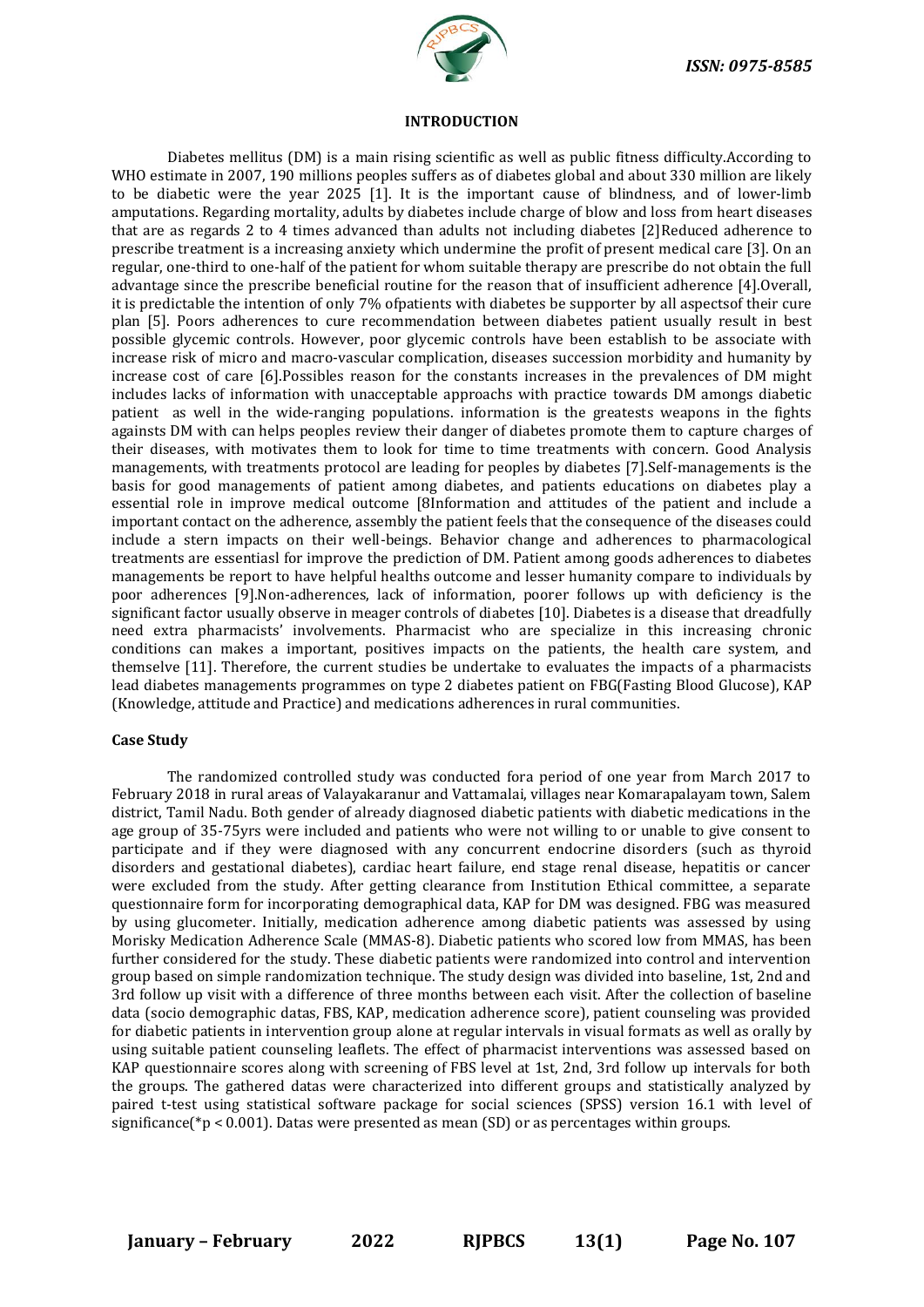## INTRODUCTION

Diabetes mellitus (DM) is a main rising scientific as well as public fitness difficulty.According to WHO estimate in 2007, 190 millions peoples suffers as of diabetes global and about 330 million are likely to be diabetic were the year 2025 [1]. It is the important cause of blindness, and of lower-limb amputations. Regarding mortality, adults by diabetes include charge of blow and loss from heart diseases that are as regards 2 to 4 times advanced than adults not including diabetes [2]Reduced adherence to prescribe treatment is a increasing anxiety which undermine the profit of present medical care [3]. On an regular, one-third to one-half of the patient for whom suitable therapy are prescribe do not obtain the full advantage since the prescribe beneficial routine for the reason that of insufficient adherence [4].Overall, it is predictable the intention of only 7% ofpatients with diabetes be supporter by all aspectsof their cure plan [5]. Poors adherences to cure recommendation between diabetes patient usually result in best possible glycemic controls. However, poor glycemic controls have been establish to be associate with increase risk of micro and macro-vascular complication, diseases succession morbidity and humanity by increase cost of care [6].Possibles reason for the constants increases in the prevalences of DM might includes lacks of information with unacceptable approachs with practice towards DM amongs diabetic patient as well in the wide-ranging populations. information is the greatests weapons in the fights againsts DM with can helps peoples review their danger of diabetes promote them to capture charges of their diseases, with motivates them to look for time to time treatments with concern. Good Analysis managements, with treatments protocol are leading for peoples by diabetes [7].Self-managements is the basis for good managements of patient among diabetes, and patients educations on diabetes play a essential role in improve medical outcome [8Information and attitudes of the patient and include a important contact on the adherence, assembly the patient feels that the consequence of the diseases could include a stern impacts on their well-beings. Behavior change and adherences to pharmacological treatments are essentiasl for improve the prediction of DM. Patient among goods adherences to diabetes managements be report to have helpful healths outcome and lesser humanity compare to individuals by poor adherences [9].Non-adherences, lack of information, poorer follows up with deficiency is the significant factor usually observe in meager controls of diabetes [10]. Diabetes is a disease that dreadfully need extra pharmacists' involvements. Pharmacist who are specialize in this increasing chronic conditions can makes a important, positives impacts on the patients, the health care system, and themselve [11]. Therefore, the current studies be undertake to evaluates the impacts of a pharmacists lead diabetes managements programmes on type 2 diabetes patient on FBG(Fasting Blood Glucose), KAP (Knowledge, attitude and Practice) and medications adherences in rural communities.

### Case Study

The randomized controlled study was conducted fora period of one year from March 2017 to February 2018 in rural areas of Valayakaranur and Vattamalai, villages near Komarapalayam town, Salem district, Tamil Nadu. Both gender of already diagnosed diabetic patients with diabetic medications in the age group of 35-75yrs were included and patients who were not willing to or unable to give consent to participate and if they were diagnosed with any concurrent endocrine disorders (such as thyroid disorders and gestational diabetes), cardiac heart failure, end stage renal disease, hepatitis or cancer were excluded from the study. After getting clearance from Institution Ethical committee, a separate questionnaire form for incorporating demographical data, KAP for DM was designed. FBG was measured by using glucometer. Initially, medication adherence among diabetic patients was assessed by using Morisky Medication Adherence Scale (MMAS-8). Diabetic patients who scored low from MMAS, has been further considered for the study. These diabetic patients were randomized into control and intervention group based on simple randomization technique. The study design was divided into baseline, 1st, 2nd and 3rd follow up visit with a difference of three months between each visit. After the collection of baseline data (socio demographic datas, FBS, KAP, medication adherence score), patient counseling was provided for diabetic patients in intervention group alone at regular intervals in visual formats as well as orally by using suitable patient counseling leaflets. The effect of pharmacist interventions was assessed based on KAP questionnaire scores along with screening of FBS level at 1st, 2nd, 3rd follow up intervals for both the groups. The gathered datas were characterized into different groups and statistically analyzed by paired t-test using statistical software package for social sciences (SPSS) version 16.1 with level of significance(*$p < 0.001$). Datas were presented as mean (SD) or as percentages within groups.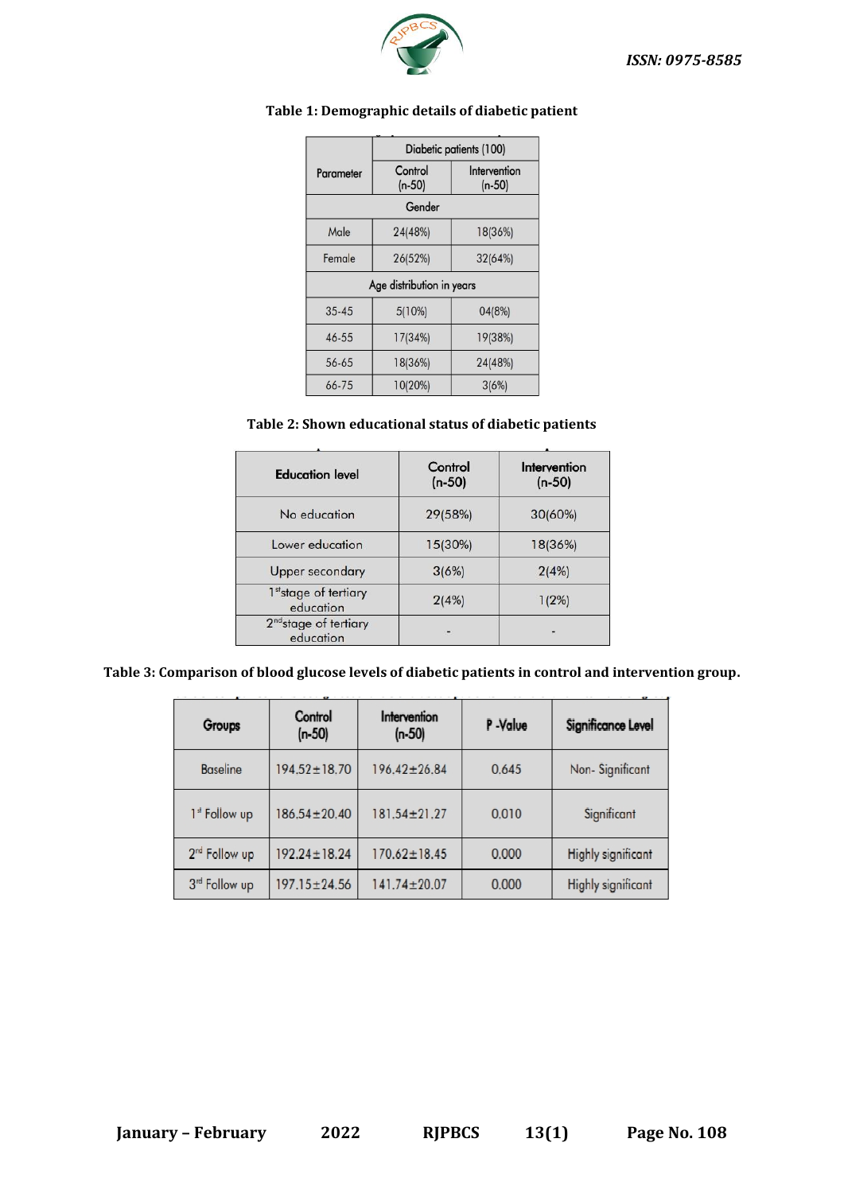**Table 1: Demographic details of diabetic patient**

| Parameter | Diabetic patients (100) | |
|---|---|---|
| | Control (n-50) | Intervention (n-50) |
| **Gender** | | |
| Male | 24(48%) | 18(36%) |
| Female | 26(52%) | 32(64%) |
| **Age distribution in years** | | |
| 35-45 | 5(10%) | 04(8%) |
| 46-55 | 17(34%) | 19(38%) |
| 56-65 | 18(36%) | 24(48%) |
| 66-75 | 10(20%) | 3(6%) |

**Table 2: Shown educational status of diabetic patients**

| Education level | Control (n-50) | Intervention (n-50) |
|---|---|---|
| No education | 29(58%) | 30(60%) |
| Lower education | 15(30%) | 18(36%) |
| Upper secondary | 3(6%) | 2(4%) |
| 1st stage of tertiary education | 2(4%) | 1(2%) |
| 2nd stage of tertiary education | - | - |

**Table 3: Comparison of blood glucose levels of diabetic patients in control and intervention group.**

| Groups | Control (n-50) | Intervention (n-50) | P -Value | Significance Level |
|---|---|---|---|---|
| Baseline | 194.52±18.70 | 196.42±26.84 | 0.645 | Non- Significant |
| 1st Follow up | 186.54±20.40 | 181.54±21.27 | 0.010 | Significant |
| 2nd Follow up | 192.24±18.24 | 170.62±18.45 | 0.000 | Highly significant |
| 3rd Follow up | 197.15±24.56 | 141.74±20.07 | 0.000 | Highly significant |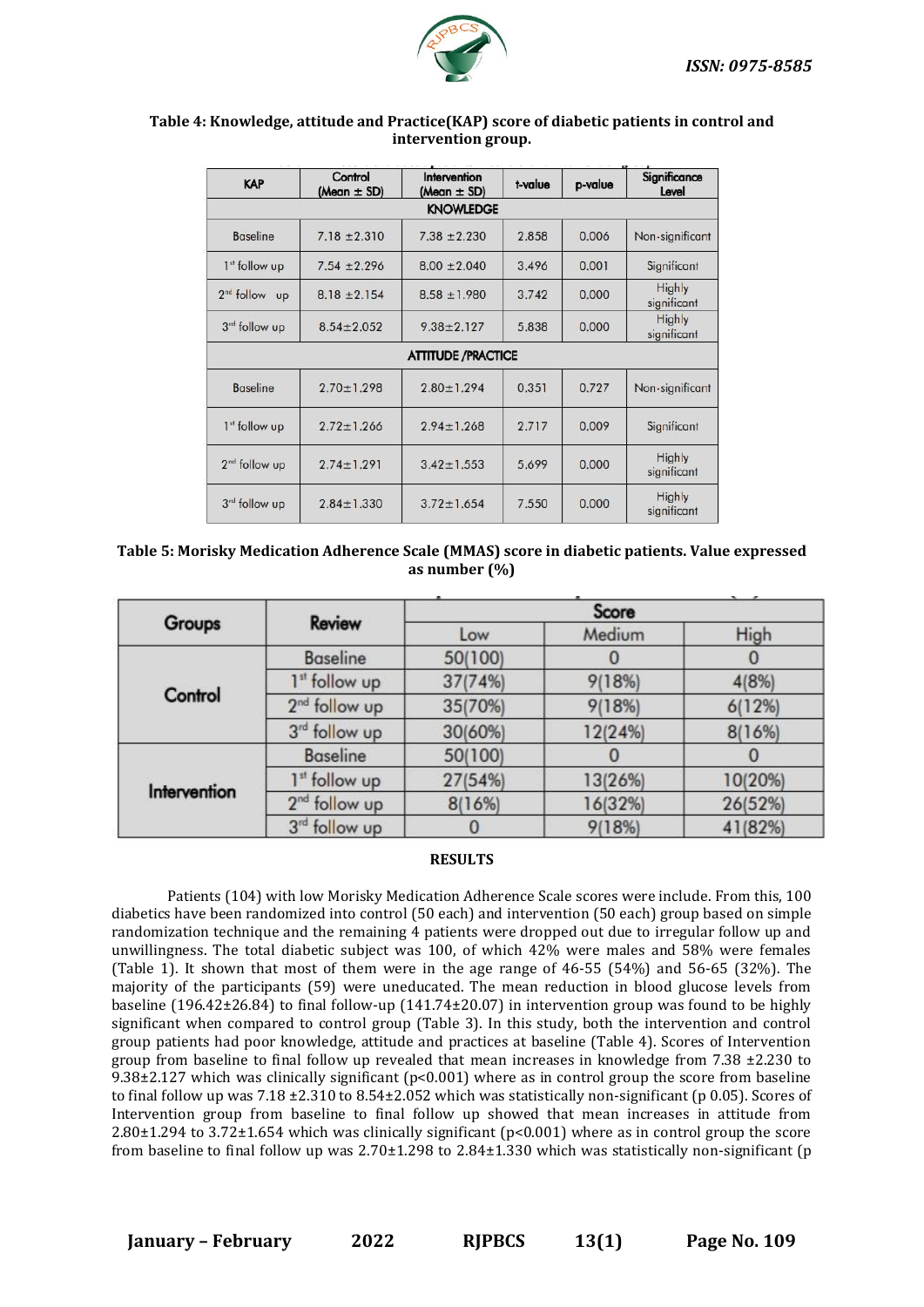**Table 4: Knowledge, attitude and Practice(KAP) score of diabetic patients in control and intervention group.**

| KAP | Control (Mean ± SD) | Intervention (Mean ± SD) | t-value | p-value | Significance Level |
|---|---|---|---|---|---|
| **KNOWLEDGE** | | | | | |
| Baseline | 7.18 ±2.310 | 7.38 ±2.230 | 2.858 | 0.006 | Non-significant |
| 1st follow up | 7.54 ±2.296 | 8.00 ±2.040 | 3.496 | 0.001 | Significant |
| 2nd follow up | 8.18 ±2.154 | 8.58 ±1.980 | 3.742 | 0.000 | Highly significant |
| 3rd follow up | 8.54±2.052 | 9.38±2.127 | 5.838 | 0.000 | Highly significant |
| **ATTITUDE /PRACTICE** | | | | | |
| Baseline | 2.70±1.298 | 2.80±1.294 | 0.351 | 0.727 | Non-significant |
| 1st follow up | 2.72±1.266 | 2.94±1.268 | 2.717 | 0.009 | Significant |
| 2nd follow up | 2.74±1.291 | 3.42±1.553 | 5.699 | 0.000 | Highly significant |
| 3rd follow up | 2.84±1.330 | 3.72±1.654 | 7.550 | 0.000 | Highly significant |

**Table 5: Morisky Medication Adherence Scale (MMAS) score in diabetic patients. Value expressed as number (%)**

| Groups | Review | Score | | |
|---|---|---|---|---|
| | | Low | Medium | High |
| Control | Baseline | 50(100) | 0 | 0 |
| | 1st follow up | 37(74%) | 9(18%) | 4(8%) |
| | 2nd follow up | 35(70%) | 9(18%) | 6(12%) |
| | 3rd follow up | 30(60%) | 12(24%) | 8(16%) |
| Intervention | Baseline | 50(100) | 0 | 0 |
| | 1st follow up | 27(54%) | 13(26%) | 10(20%) |
| | 2nd follow up | 8(16%) | 16(32%) | 26(52%) |
| | 3rd follow up | 0 | 9(18%) | 41(82%) |

## RESULTS

Patients (104) with low Morisky Medication Adherence Scale scores were include. From this, 100 diabetics have been randomized into control (50 each) and intervention (50 each) group based on simple randomization technique and the remaining 4 patients were dropped out due to irregular follow up and unwillingness. The total diabetic subject was 100, of which 42% were males and 58% were females (Table 1). It shown that most of them were in the age range of 46-55 (54%) and 56-65 (32%). The majority of the participants (59) were uneducated. The mean reduction in blood glucose levels from baseline (196.42±26.84) to final follow-up (141.74±20.07) in intervention group was found to be highly significant when compared to control group (Table 3). In this study, both the intervention and control group patients had poor knowledge, attitude and practices at baseline (Table 4). Scores of Intervention group from baseline to final follow up revealed that mean increases in knowledge from 7.38 ±2.230 to 9.38±2.127 which was clinically significant ($p<0.001$) where as in control group the score from baseline to final follow up was 7.18 ±2.310 to 8.54±2.052 which was statistically non-significant (p 0.05). Scores of Intervention group from baseline to final follow up showed that mean increases in attitude from 2.80±1.294 to 3.72±1.654 which was clinically significant ($p<0.001$) where as in control group the score from baseline to final follow up was 2.70±1.298 to 2.84±1.330 which was statistically non-significant (p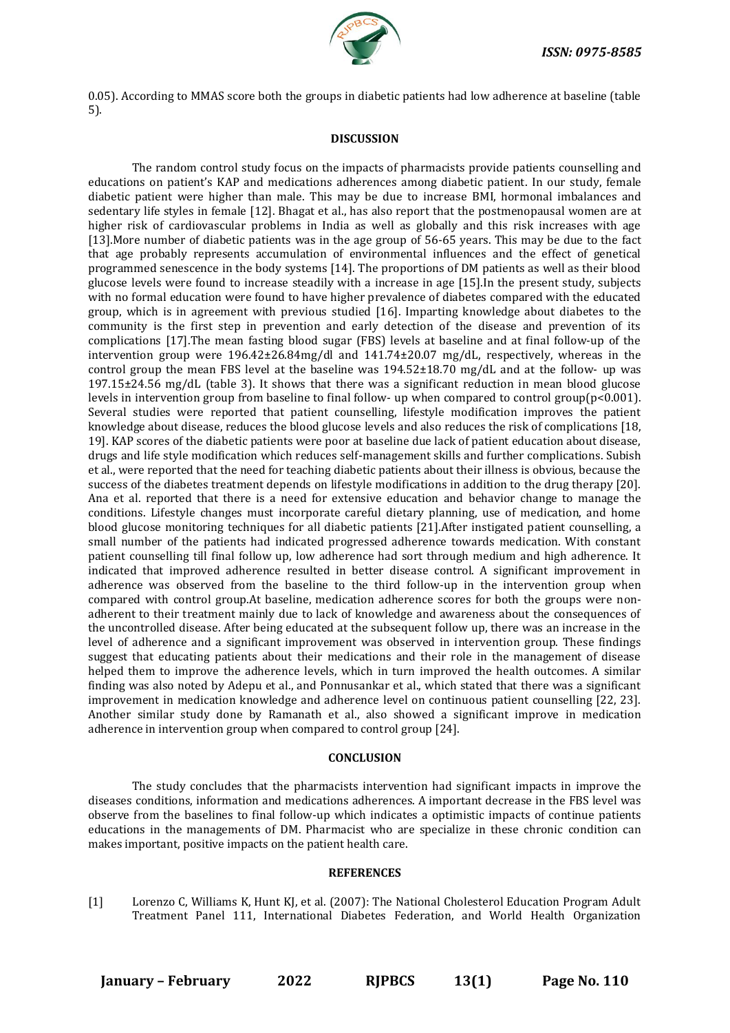0.05). According to MMAS score both the groups in diabetic patients had low adherence at baseline (table 5).

## DISCUSSION

The random control study focus on the impacts of pharmacists provide patients counselling and educations on patient's KAP and medications adherences among diabetic patient. In our study, female diabetic patient were higher than male. This may be due to increase BMI, hormonal imbalances and sedentary life styles in female [12]. Bhagat et al., has also report that the postmenopausal women are at higher risk of cardiovascular problems in India as well as globally and this risk increases with age [13].More number of diabetic patients was in the age group of 56-65 years. This may be due to the fact that age probably represents accumulation of environmental influences and the effect of genetical programmed senescence in the body systems [14]. The proportions of DM patients as well as their blood glucose levels were found to increase steadily with a increase in age [15].In the present study, subjects with no formal education were found to have higher prevalence of diabetes compared with the educated group, which is in agreement with previous studied [16]. Imparting knowledge about diabetes to the community is the first step in prevention and early detection of the disease and prevention of its complications [17].The mean fasting blood sugar (FBS) levels at baseline and at final follow-up of the intervention group were 196.42±26.84mg/dl and 141.74±20.07 mg/dL, respectively, whereas in the control group the mean FBS level at the baseline was 194.52±18.70 mg/dL and at the follow- up was 197.15±24.56 mg/dL (table 3). It shows that there was a significant reduction in mean blood glucose levels in intervention group from baseline to final follow- up when compared to control group($p<0.001$). Several studies were reported that patient counselling, lifestyle modification improves the patient knowledge about disease, reduces the blood glucose levels and also reduces the risk of complications [18, 19]. KAP scores of the diabetic patients were poor at baseline due lack of patient education about disease, drugs and life style modification which reduces self-management skills and further complications. Subish et al., were reported that the need for teaching diabetic patients about their illness is obvious, because the success of the diabetes treatment depends on lifestyle modifications in addition to the drug therapy [20]. Ana et al. reported that there is a need for extensive education and behavior change to manage the conditions. Lifestyle changes must incorporate careful dietary planning, use of medication, and home blood glucose monitoring techniques for all diabetic patients [21].After instigated patient counselling, a small number of the patients had indicated progressed adherence towards medication. With constant patient counselling till final follow up, low adherence had sort through medium and high adherence. It indicated that improved adherence resulted in better disease control. A significant improvement in adherence was observed from the baseline to the third follow-up in the intervention group when compared with control group.At baseline, medication adherence scores for both the groups were non-adherent to their treatment mainly due to lack of knowledge and awareness about the consequences of the uncontrolled disease. After being educated at the subsequent follow up, there was an increase in the level of adherence and a significant improvement was observed in intervention group. These findings suggest that educating patients about their medications and their role in the management of disease helped them to improve the adherence levels, which in turn improved the health outcomes. A similar finding was also noted by Adepu et al., and Ponnusankar et al., which stated that there was a significant improvement in medication knowledge and adherence level on continuous patient counselling [22, 23]. Another similar study done by Ramanath et al., also showed a significant improve in medication adherence in intervention group when compared to control group [24].

## CONCLUSION

The study concludes that the pharmacists intervention had significant impacts in improve the diseases conditions, information and medications adherences. A important decrease in the FBS level was observe from the baselines to final follow-up which indicates a optimistic impacts of continue patients educations in the managements of DM. Pharmacist who are specialize in these chronic condition can makes important, positive impacts on the patient health care.

## REFERENCES

[1] Lorenzo C, Williams K, Hunt KJ, et al. (2007): The National Cholesterol Education Program Adult Treatment Panel 111, International Diabetes Federation, and World Health Organization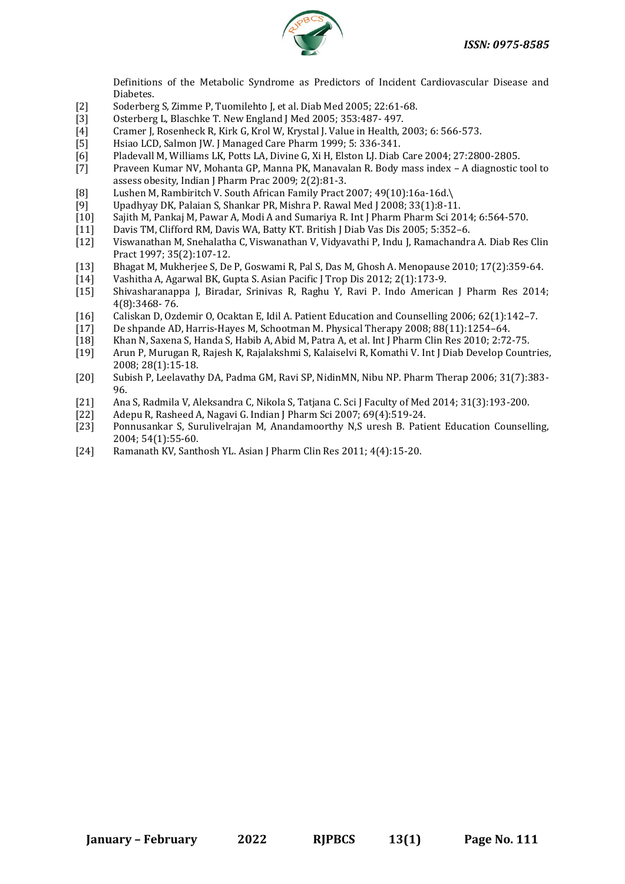Definitions of the Metabolic Syndrome as Predictors of Incident Cardiovascular Disease and Diabetes.

[2] Soderberg S, Zimme P, Tuomilehto J, et al. Diab Med 2005; 22:61-68.
[3] Osterberg L, Blaschke T. New England J Med 2005; 353:487- 497.
[4] Cramer J, Rosenheck R, Kirk G, Krol W, Krystal J. Value in Health, 2003; 6: 566-573.
[5] Hsiao LCD, Salmon JW. J Managed Care Pharm 1999; 5: 336-341.
[6] Pladevall M, Williams LK, Potts LA, Divine G, Xi H, Elston LJ. Diab Care 2004; 27:2800-2805.
[7] Praveen Kumar NV, Mohanta GP, Manna PK, Manavalan R. Body mass index – A diagnostic tool to assess obesity, Indian J Pharm Prac 2009; 2(2):81-3.
[8] Lushen M, Rambiritch V. South African Family Pract 2007; 49(10):16a-16d.\
[9] Upadhyay DK, Palaian S, Shankar PR, Mishra P. Rawal Med J 2008; 33(1):8-11.
[10] Sajith M, Pankaj M, Pawar A, Modi A and Sumariya R. Int J Pharm Pharm Sci 2014; 6:564-570.
[11] Davis TM, Clifford RM, Davis WA, Batty KT. British J Diab Vas Dis 2005; 5:352–6.
[12] Viswanathan M, Snehalatha C, Viswanathan V, Vidyavathi P, Indu J, Ramachandra A. Diab Res Clin Pract 1997; 35(2):107-12.
[13] Bhagat M, Mukherjee S, De P, Goswami R, Pal S, Das M, Ghosh A. Menopause 2010; 17(2):359-64.
[14] Vashitha A, Agarwal BK, Gupta S. Asian Pacific J Trop Dis 2012; 2(1):173-9.
[15] Shivasharanappa J, Biradar, Srinivas R, Raghu Y, Ravi P. Indo American J Pharm Res 2014; 4(8):3468- 76.
[16] Caliskan D, Ozdemir O, Ocaktan E, Idil A. Patient Education and Counselling 2006; 62(1):142–7.
[17] De shpande AD, Harris-Hayes M, Schootman M. Physical Therapy 2008; 88(11):1254–64.
[18] Khan N, Saxena S, Handa S, Habib A, Abid M, Patra A, et al. Int J Pharm Clin Res 2010; 2:72-75.
[19] Arun P, Murugan R, Rajesh K, Rajalakshmi S, Kalaiselvi R, Komathi V. Int J Diab Develop Countries, 2008; 28(1):15-18.
[20] Subish P, Leelavathy DA, Padma GM, Ravi SP, NidinMN, Nibu NP. Pharm Therap 2006; 31(7):383-96.
[21] Ana S, Radmila V, Aleksandra C, Nikola S, Tatjana C. Sci J Faculty of Med 2014; 31(3):193-200.
[22] Adepu R, Rasheed A, Nagavi G. Indian J Pharm Sci 2007; 69(4):519-24.
[23] Ponnusankar S, Surulivelrajan M, Anandamoorthy N,S uresh B. Patient Education Counselling, 2004; 54(1):55-60.
[24] Ramanath KV, Santhosh YL. Asian J Pharm Clin Res 2011; 4(4):15-20.